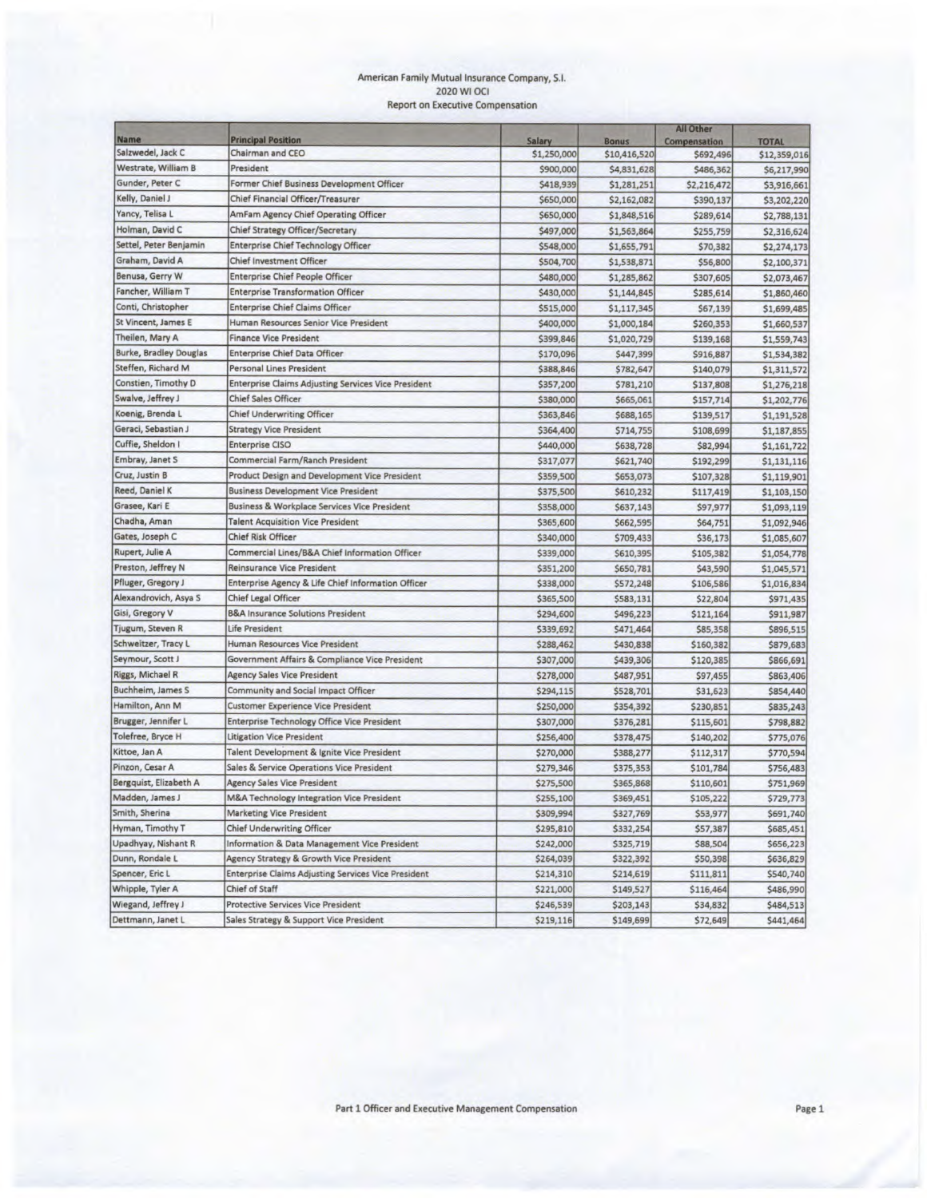American Family Mutual Insurance Company, S.I.
2020 WI OCI
Report on Executive Compensation

| Name | Principal Position | Salary | Bonus | All Other Compensation | TOTAL |
|---|---|---|---|---|---|
| Salzwedel, Jack C | Chairman and CEO | $1,250,000 | $10,416,520 | $692,496 | $12,359,016 |
| Westrate, William B | President | $900,000 | $4,831,628 | $486,362 | $6,217,990 |
| Gunder, Peter C | Former Chief Business Development Officer | $418,939 | $1,281,251 | $2,216,472 | $3,916,661 |
| Kelly, Daniel J | Chief Financial Officer/Treasurer | $650,000 | $2,162,082 | $390,137 | $3,202,220 |
| Yancy, Telisa L | AmFam Agency Chief Operating Officer | $650,000 | $1,848,516 | $289,614 | $2,788,131 |
| Holman, David C | Chief Strategy Officer/Secretary | $497,000 | $1,563,864 | $255,759 | $2,316,624 |
| Settel, Peter Benjamin | Enterprise Chief Technology Officer | $548,000 | $1,655,791 | $70,382 | $2,274,173 |
| Graham, David A | Chief Investment Officer | $504,700 | $1,538,871 | $56,800 | $2,100,371 |
| Benusa, Gerry W | Enterprise Chief People Officer | $480,000 | $1,285,862 | $307,605 | $2,073,467 |
| Fancher, William T | Enterprise Transformation Officer | $430,000 | $1,144,845 | $285,614 | $1,860,460 |
| Conti, Christopher | Enterprise Chief Claims Officer | $515,000 | $1,117,345 | $67,139 | $1,699,485 |
| St Vincent, James E | Human Resources Senior Vice President | $400,000 | $1,000,184 | $260,353 | $1,660,537 |
| Theilen, Mary A | Finance Vice President | $399,846 | $1,020,729 | $139,168 | $1,559,743 |
| Burke, Bradley Douglas | Enterprise Chief Data Officer | $170,096 | $447,399 | $916,887 | $1,534,382 |
| Steffen, Richard M | Personal Lines President | $388,846 | $782,647 | $140,079 | $1,311,572 |
| Constien, Timothy D | Enterprise Claims Adjusting Services Vice President | $357,200 | $781,210 | $137,808 | $1,276,218 |
| Swalve, Jeffrey J | Chief Sales Officer | $380,000 | $665,061 | $157,714 | $1,202,776 |
| Koenig, Brenda L | Chief Underwriting Officer | $363,846 | $688,165 | $139,517 | $1,191,528 |
| Geraci, Sebastian J | Strategy Vice President | $364,400 | $714,755 | $108,699 | $1,187,855 |
| Cuffie, Sheldon I | Enterprise CISO | $440,000 | $638,728 | $82,994 | $1,161,722 |
| Embray, Janet S | Commercial Farm/Ranch President | $317,077 | $621,740 | $192,299 | $1,131,116 |
| Cruz, Justin B | Product Design and Development Vice President | $359,500 | $653,073 | $107,328 | $1,119,901 |
| Reed, Daniel K | Business Development Vice President | $375,500 | $610,232 | $117,419 | $1,103,150 |
| Grasee, Kari E | Business & Workplace Services Vice President | $358,000 | $637,143 | $97,977 | $1,093,119 |
| Chadha, Aman | Talent Acquisition Vice President | $365,600 | $662,595 | $64,751 | $1,092,946 |
| Gates, Joseph C | Chief Risk Officer | $340,000 | $709,433 | $36,173 | $1,085,607 |
| Rupert, Julie A | Commercial Lines/B&A Chief Information Officer | $339,000 | $610,395 | $105,382 | $1,054,778 |
| Preston, Jeffrey N | Reinsurance Vice President | $351,200 | $650,781 | $43,590 | $1,045,571 |
| Pfluger, Gregory J | Enterprise Agency & Life Chief Information Officer | $338,000 | $572,248 | $106,586 | $1,016,834 |
| Alexandrovich, Asya S | Chief Legal Officer | $365,500 | $583,131 | $22,804 | $971,435 |
| Gisi, Gregory V | B&A Insurance Solutions President | $294,600 | $496,223 | $121,164 | $911,987 |
| Tjugum, Steven R | Life President | $339,692 | $471,464 | $85,358 | $896,515 |
| Schweitzer, Tracy L | Human Resources Vice President | $288,462 | $430,838 | $160,382 | $879,683 |
| Seymour, Scott J | Government Affairs & Compliance Vice President | $307,000 | $439,306 | $120,385 | $866,691 |
| Riggs, Michael R | Agency Sales Vice President | $278,000 | $487,951 | $97,455 | $863,406 |
| Buchheim, James S | Community and Social Impact Officer | $294,115 | $528,701 | $31,623 | $854,440 |
| Hamilton, Ann M | Customer Experience Vice President | $250,000 | $354,392 | $230,851 | $835,243 |
| Brugger, Jennifer L | Enterprise Technology Office Vice President | $307,000 | $376,281 | $115,601 | $798,882 |
| Tolefree, Bryce H | Litigation Vice President | $256,400 | $378,475 | $140,202 | $775,076 |
| Kittoe, Jan A | Talent Development & Ignite Vice President | $270,000 | $388,277 | $112,317 | $770,594 |
| Pinzon, Cesar A | Sales & Service Operations Vice President | $279,346 | $375,353 | $101,784 | $756,483 |
| Bergquist, Elizabeth A | Agency Sales Vice President | $275,500 | $365,868 | $110,601 | $751,969 |
| Madden, James J | M&A Technology Integration Vice President | $255,100 | $369,451 | $105,222 | $729,773 |
| Smith, Sherina | Marketing Vice President | $309,994 | $327,769 | $53,977 | $691,740 |
| Hyman, Timothy T | Chief Underwriting Officer | $295,810 | $332,254 | $57,387 | $685,451 |
| Upadhyay, Nishant R | Information & Data Management Vice President | $242,000 | $325,719 | $88,504 | $656,223 |
| Dunn, Rondale L | Agency Strategy & Growth Vice President | $264,039 | $322,392 | $50,398 | $636,829 |
| Spencer, Eric L | Enterprise Claims Adjusting Services Vice President | $214,310 | $214,619 | $111,811 | $540,740 |
| Whipple, Tyler A | Chief of Staff | $221,000 | $149,527 | $116,464 | $486,990 |
| Wiegand, Jeffrey J | Protective Services Vice President | $246,539 | $203,143 | $34,832 | $484,513 |
| Dettmann, Janet L | Sales Strategy & Support Vice President | $219,116 | $149,699 | $72,649 | $441,464 |

Part 1 Officer and Executive Management Compensation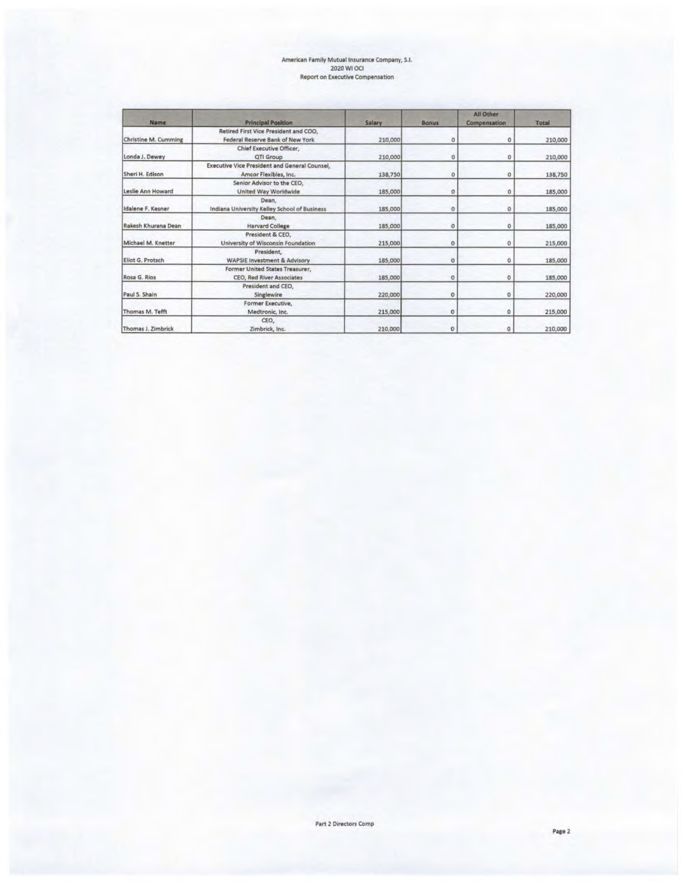American Family Mutual Insurance Company, S.I.
2020 WI OCI
Report on Executive Compensation

| Name | Principal Position | Salary | Bonus | All Other Compensation | Total |
|---|---|---|---|---|---|
| Christine M. Cumming | Retired First Vice President and COO, Federal Reserve Bank of New York | 210,000 | 0 | 0 | 210,000 |
| Londa J. Dewey | Chief Executive Officer, QTI Group | 210,000 | 0 | 0 | 210,000 |
| Sheri H. Edison | Executive Vice President and General Counsel, Amcor Flexibles, Inc. | 138,750 | 0 | 0 | 138,750 |
| Leslie Ann Howard | Senior Advisor to the CEO, United Way Worldwide | 185,000 | 0 | 0 | 185,000 |
| Idalene F. Kesner | Dean, Indiana University Kelley School of Business | 185,000 | 0 | 0 | 185,000 |
| Rakesh Khurana Dean | Dean, Harvard College | 185,000 | 0 | 0 | 185,000 |
| Michael M. Knetter | President & CEO, University of Wisconsin Foundation | 215,000 | 0 | 0 | 215,000 |
| Eliot G. Protsch | President, WAPSIE Investment & Advisory | 185,000 | 0 | 0 | 185,000 |
| Rosa G. Rios | Former United States Treasurer, CEO, Red River Associates | 185,000 | 0 | 0 | 185,000 |
| Paul S. Shain | President and CEO, Singlewire | 220,000 | 0 | 0 | 220,000 |
| Thomas M. Tefft | Former Executive, Medtronic, Inc. | 215,000 | 0 | 0 | 215,000 |
| Thomas J. Zimbrick | CEO, Zimbrick, Inc. | 210,000 | 0 | 0 | 210,000 |

Part 2 Directors Comp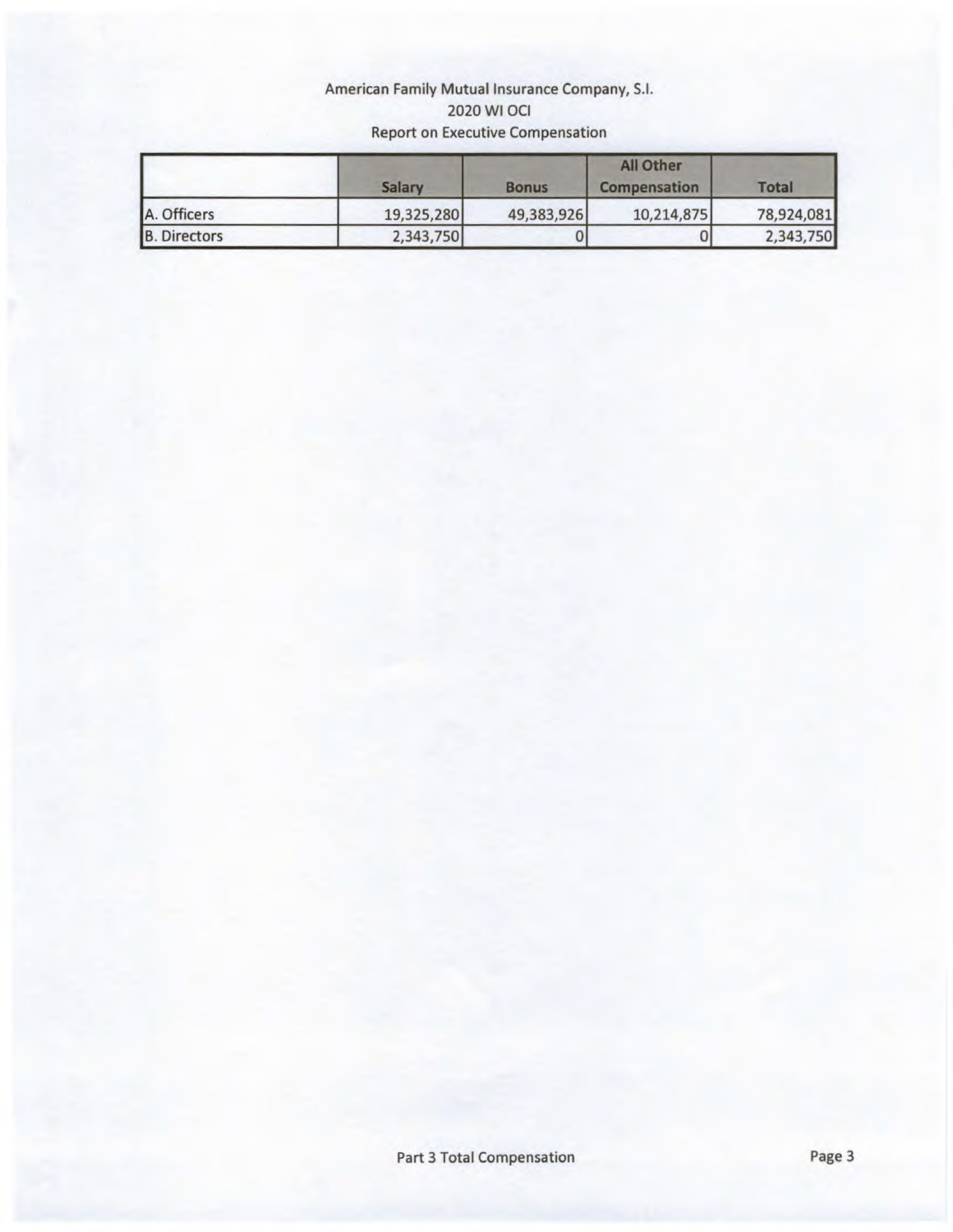American Family Mutual Insurance Company, S.I.
2020 WI OCI
Report on Executive Compensation

| | Salary | Bonus | All Other Compensation | Total |
|---|---|---|---|---|
| A. Officers | 19,325,280 | 49,383,926 | 10,214,875 | 78,924,081 |
| B. Directors | 2,343,750 | 0 | 0 | 2,343,750 |

Part 3 Total Compensation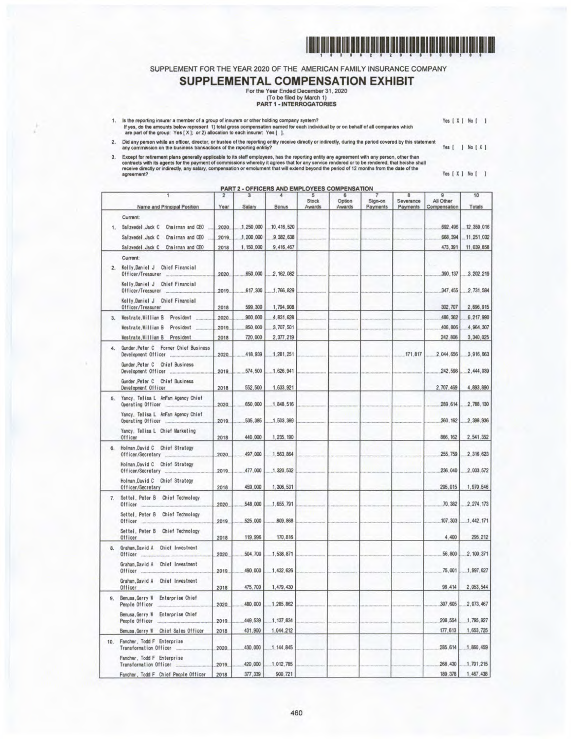SUPPLEMENT FOR THE YEAR 2020 OF THE AMERICAN FAMILY INSURANCE COMPANY

# SUPPLEMENTAL COMPENSATION EXHIBIT

For the Year Ended December 31, 2020
(To be filed by March 1)

**PART 1 - INTERROGATORIES**

1. Is the reporting insurer a member of a group of insurers or other holding company system? Yes [ X ] No [ ]
   If yes, do the amounts below represent 1) total gross compensation earned for each individual by or on behalf of all companies which are part of the group: Yes [ X ]; or 2) allocation to each insurer: Yes [ ].
2. Did any person while an officer, director, or trustee of the reporting entity receive directly or indirectly, during the period covered by this statement any commission on the business transactions of the reporting entity? Yes [ ] No [ X ]
3. Except for retirement plans generally applicable to its staff employees, has the reporting entity any agreement with any person, other than contracts with its agents for the payment of commissions whereby it agrees that for any service rendered or to be rendered, that he/she shall receive directly or indirectly, any salary, compensation or emolument that will extend beyond the period of 12 months from the date of the agreement? Yes [ X ] No [ ]

**PART 2 - OFFICERS AND EMPLOYEES COMPENSATION**

| | 1<br>Name and Principal Position | 2<br>Year | 3<br>Salary | 4<br>Bonus | 5<br>Stock Awards | 6<br>Option Awards | 7<br>Sign-on Payments | 8<br>Severance Payments | 9<br>All Other Compensation | 10<br>Totals |
|---|---|---|---|---|---|---|---|---|---|---|
| | Current: | | | | | | | | | |
| 1. | Salzwedel, Jack C Chairman and CEO | 2020 | 1,250,000 | 10,416,520 | | | | | 692,496 | 12,359,016 |
| | Salzwedel, Jack C Chairman and CEO | 2019 | 1,200,000 | 9,382,638 | | | | | 668,394 | 11,251,032 |
| | Salzwedel, Jack C Chairman and CEO | 2018 | 1,150,000 | 9,416,467 | | | | | 473,391 | 11,039,858 |
| | Current: | | | | | | | | | |
| 2. | Kelly, Daniel J Chief Financial Officer/Treasurer | 2020 | 650,000 | 2,162,082 | | | | | 390,137 | 3,202,219 |
| | Kelly, Daniel J Chief Financial Officer/Treasurer | 2019 | 617,300 | 1,766,829 | | | | | 347,455 | 2,731,584 |
| | Kelly, Daniel J Chief Financial Officer/Treasurer | 2018 | 599,300 | 1,794,908 | | | | | 302,707 | 2,696,915 |
| 3. | Westrate, William B President | 2020 | 900,000 | 4,831,628 | | | | | 486,362 | 6,217,990 |
| | Westrate, William B President | 2019 | 850,000 | 3,707,501 | | | | | 406,806 | 4,964,307 |
| | Westrate, William B President | 2018 | 720,000 | 2,377,219 | | | | | 242,806 | 3,340,025 |
| 4. | Gunder, Peter C Former Chief Business Development Officer | 2020 | 418,939 | 1,281,251 | | | | 171,817 | 2,044,656 | 3,916,663 |
| | Gunder, Peter C Chief Business Development Officer | 2019 | 574,500 | 1,626,941 | | | | | 242,598 | 2,444,039 |
| | Gunder, Peter C Chief Business Development Officer | 2018 | 552,500 | 1,633,921 | | | | | 2,707,469 | 4,893,890 |
| 5. | Yancy, Telisa L AmFam Agency Chief Operating Officer | 2020 | 650,000 | 1,848,516 | | | | | 289,614 | 2,788,130 |
| | Yancy, Telisa L AmFam Agency Chief Operating Officer | 2019 | 535,385 | 1,503,389 | | | | | 360,162 | 2,398,936 |
| | Yancy, Telisa L Chief Marketing Officer | 2018 | 440,000 | 1,235,190 | | | | | 866,162 | 2,541,352 |
| 6. | Holman, David C Chief Strategy Officer/Secretary | 2020 | 497,000 | 1,563,864 | | | | | 255,759 | 2,316,623 |
| | Holman, David C Chief Strategy Officer/Secretary | 2019 | 477,000 | 1,320,532 | | | | | 236,040 | 2,033,572 |
| | Holman, David C Chief Strategy Officer/Secretary | 2018 | 459,000 | 1,306,531 | | | | | 205,015 | 1,970,546 |
| 7. | Settel, Peter B Chief Technology Officer | 2020 | 548,000 | 1,655,791 | | | | | 70,382 | 2,274,173 |
| | Settel, Peter B Chief Technology Officer | 2019 | 525,000 | 809,868 | | | | | 107,303 | 1,442,171 |
| | Settel, Peter B Chief Technology Officer | 2018 | 119,996 | 170,816 | | | | | 4,400 | 295,212 |
| 8. | Graham, David A Chief Investment Officer | 2020 | 504,700 | 1,538,871 | | | | | 56,800 | 2,100,371 |
| | Graham, David A Chief Investment Officer | 2019 | 490,000 | 1,432,626 | | | | | 75,001 | 1,997,627 |
| | Graham, David A Chief Investment Officer | 2018 | 475,700 | 1,479,430 | | | | | 98,414 | 2,053,544 |
| 9. | Benusa, Gerry W Enterprise Chief People Officer | 2020 | 480,000 | 1,285,862 | | | | | 307,605 | 2,073,467 |
| | Benusa, Gerry W Enterprise Chief People Officer | 2019 | 449,539 | 1,137,834 | | | | | 208,554 | 1,795,927 |
| | Benusa, Gerry W Chief Sales Officer | 2018 | 431,900 | 1,044,212 | | | | | 177,613 | 1,653,725 |
| 10. | Fancher, Todd F Enterprise Transformation Officer | 2020 | 430,000 | 1,144,845 | | | | | 285,614 | 1,860,459 |
| | Fancher, Todd F Enterprise Transformation Officer | 2019 | 420,000 | 1,012,785 | | | | | 268,430 | 1,701,215 |
| | Fancher, Todd F Chief People Officer | 2018 | 377,339 | 900,721 | | | | | 189,378 | 1,467,438 |